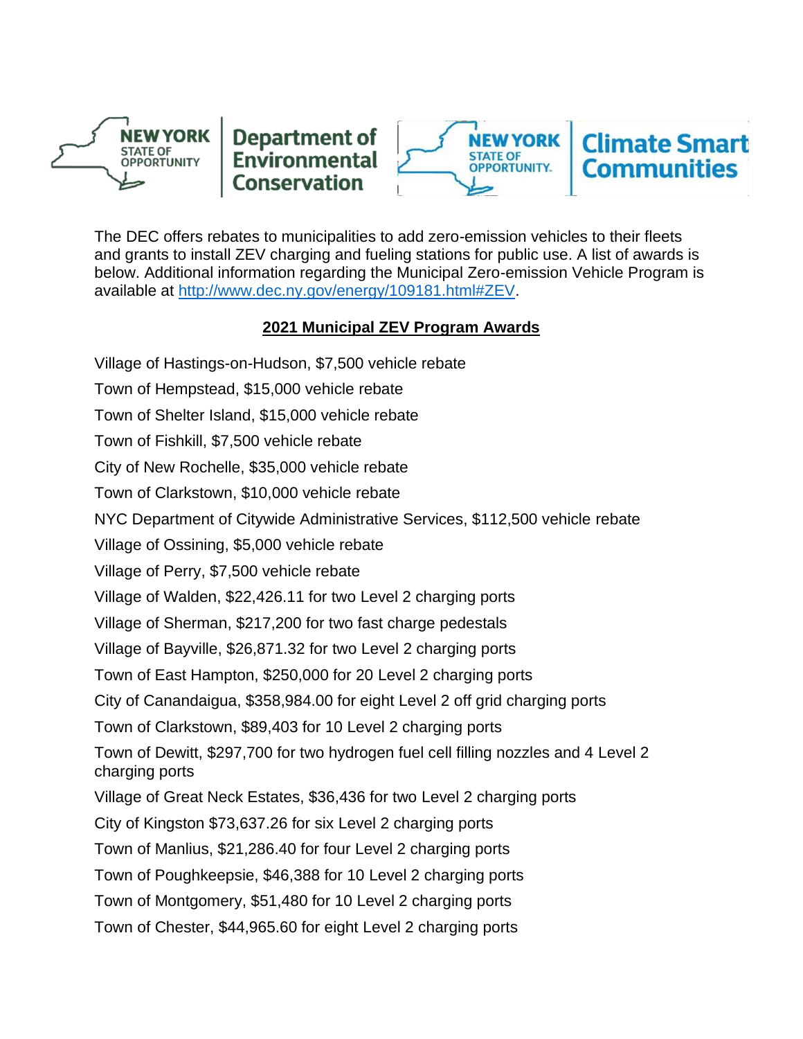The DEC offers rebates to municipalities to add zero-emission vehicles to their fleets and grants to install ZEV charging and fueling stations for public use. A list of awards is below. Additional information regarding the Municipal Zero-emission Vehicle Program is available at [http://www.dec.ny.gov/energy/109181.html#ZEV](http://www.dec.ny.gov/energy/109181.html#ZEV).

## **2021 Municipal ZEV Program Awards**

Village of Hastings-on-Hudson, $7,500 vehicle rebate

Town of Hempstead, $15,000 vehicle rebate

Town of Shelter Island, $15,000 vehicle rebate

Town of Fishkill, $7,500 vehicle rebate

City of New Rochelle, $35,000 vehicle rebate

Town of Clarkstown, $10,000 vehicle rebate

NYC Department of Citywide Administrative Services, $112,500 vehicle rebate

Village of Ossining, $5,000 vehicle rebate

Village of Perry, $7,500 vehicle rebate

Village of Walden, $22,426.11 for two Level 2 charging ports

Village of Sherman, $217,200 for two fast charge pedestals

Village of Bayville, $26,871.32 for two Level 2 charging ports

Town of East Hampton, $250,000 for 20 Level 2 charging ports

City of Canandaigua, $358,984.00 for eight Level 2 off grid charging ports

Town of Clarkstown, $89,403 for 10 Level 2 charging ports

Town of Dewitt, $297,700 for two hydrogen fuel cell filling nozzles and 4 Level 2 charging ports

Village of Great Neck Estates, $36,436 for two Level 2 charging ports

City of Kingston $73,637.26 for six Level 2 charging ports

Town of Manlius, $21,286.40 for four Level 2 charging ports

Town of Poughkeepsie, $46,388 for 10 Level 2 charging ports

Town of Montgomery, $51,480 for 10 Level 2 charging ports

Town of Chester, $44,965.60 for eight Level 2 charging ports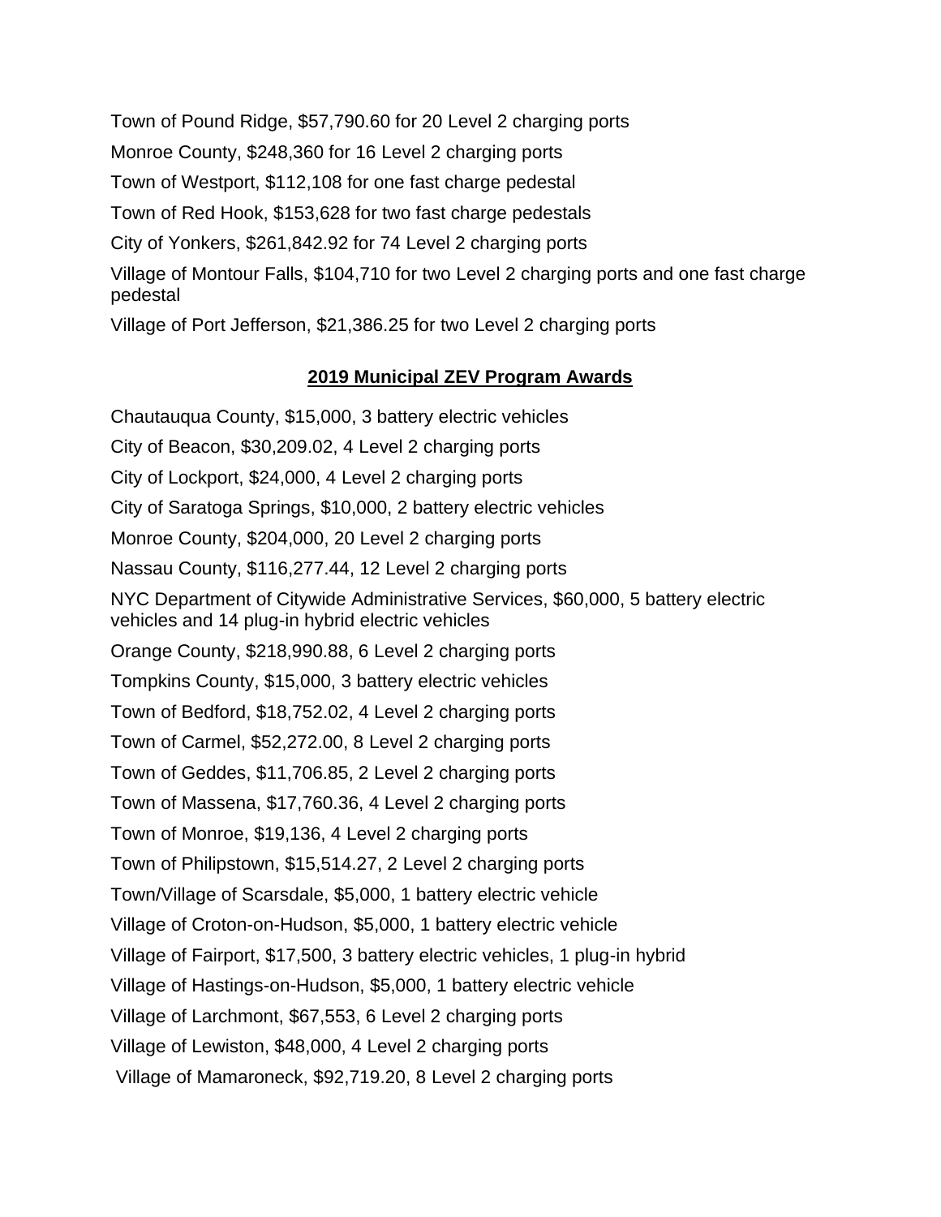Town of Pound Ridge, $57,790.60 for 20 Level 2 charging ports

Monroe County, $248,360 for 16 Level 2 charging ports

Town of Westport, $112,108 for one fast charge pedestal

Town of Red Hook, $153,628 for two fast charge pedestals

City of Yonkers, $261,842.92 for 74 Level 2 charging ports

Village of Montour Falls, $104,710 for two Level 2 charging ports and one fast charge pedestal

Village of Port Jefferson, $21,386.25 for two Level 2 charging ports

## 2019 Municipal ZEV Program Awards

Chautauqua County, $15,000, 3 battery electric vehicles

City of Beacon, $30,209.02, 4 Level 2 charging ports

City of Lockport, $24,000, 4 Level 2 charging ports

City of Saratoga Springs, $10,000, 2 battery electric vehicles

Monroe County, $204,000, 20 Level 2 charging ports

Nassau County, $116,277.44, 12 Level 2 charging ports

NYC Department of Citywide Administrative Services, $60,000, 5 battery electric vehicles and 14 plug-in hybrid electric vehicles

Orange County, $218,990.88, 6 Level 2 charging ports

Tompkins County, $15,000, 3 battery electric vehicles

Town of Bedford, $18,752.02, 4 Level 2 charging ports

Town of Carmel, $52,272.00, 8 Level 2 charging ports

Town of Geddes, $11,706.85, 2 Level 2 charging ports

Town of Massena, $17,760.36, 4 Level 2 charging ports

Town of Monroe, $19,136, 4 Level 2 charging ports

Town of Philipstown, $15,514.27, 2 Level 2 charging ports

Town/Village of Scarsdale, $5,000, 1 battery electric vehicle

Village of Croton-on-Hudson, $5,000, 1 battery electric vehicle

Village of Fairport, $17,500, 3 battery electric vehicles, 1 plug-in hybrid

Village of Hastings-on-Hudson, $5,000, 1 battery electric vehicle

Village of Larchmont, $67,553, 6 Level 2 charging ports

Village of Lewiston, $48,000, 4 Level 2 charging ports

Village of Mamaroneck, $92,719.20, 8 Level 2 charging ports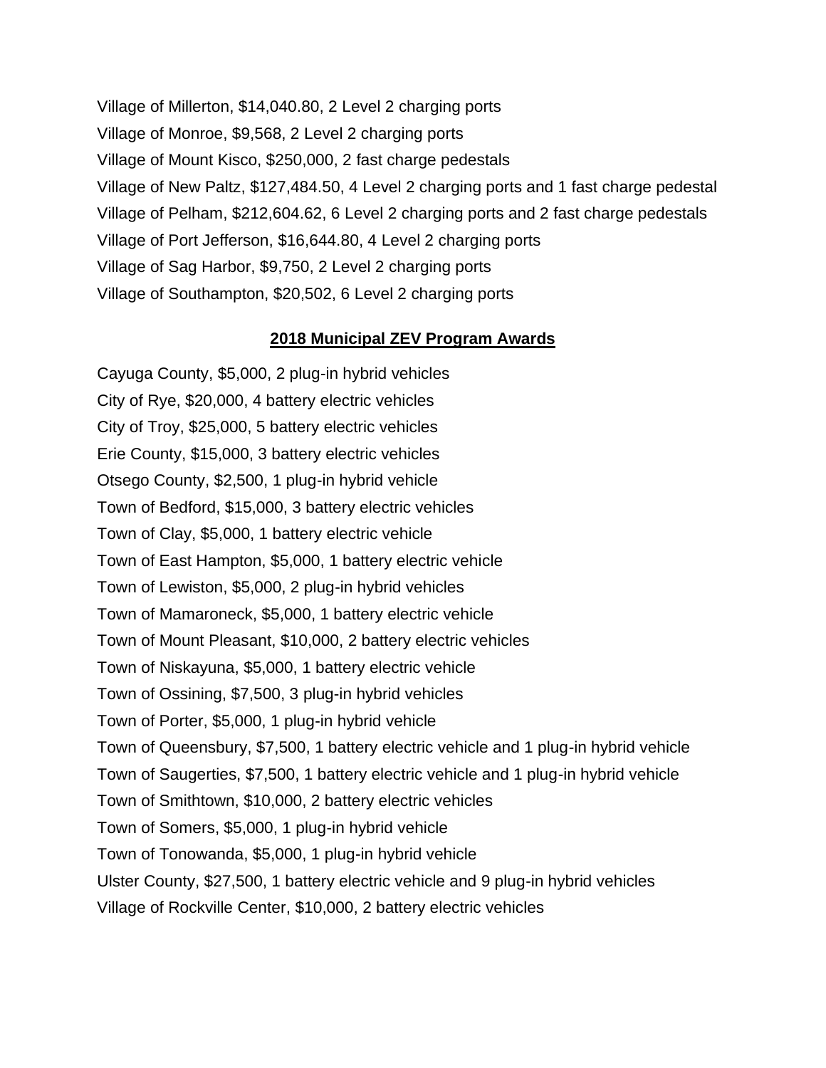Village of Millerton, $14,040.80, 2 Level 2 charging ports

Village of Monroe, $9,568, 2 Level 2 charging ports

Village of Mount Kisco, $250,000, 2 fast charge pedestals

Village of New Paltz, $127,484.50, 4 Level 2 charging ports and 1 fast charge pedestal

Village of Pelham, $212,604.62, 6 Level 2 charging ports and 2 fast charge pedestals

Village of Port Jefferson, $16,644.80, 4 Level 2 charging ports

Village of Sag Harbor, $9,750, 2 Level 2 charging ports

Village of Southampton, $20,502, 6 Level 2 charging ports

## **2018 Municipal ZEV Program Awards**

Cayuga County, $5,000, 2 plug-in hybrid vehicles

City of Rye, $20,000, 4 battery electric vehicles

City of Troy, $25,000, 5 battery electric vehicles

Erie County, $15,000, 3 battery electric vehicles

Otsego County, $2,500, 1 plug-in hybrid vehicle

Town of Bedford, $15,000, 3 battery electric vehicles

Town of Clay, $5,000, 1 battery electric vehicle

Town of East Hampton, $5,000, 1 battery electric vehicle

Town of Lewiston, $5,000, 2 plug-in hybrid vehicles

Town of Mamaroneck, $5,000, 1 battery electric vehicle

Town of Mount Pleasant, $10,000, 2 battery electric vehicles

Town of Niskayuna, $5,000, 1 battery electric vehicle

Town of Ossining, $7,500, 3 plug-in hybrid vehicles

Town of Porter, $5,000, 1 plug-in hybrid vehicle

Town of Queensbury, $7,500, 1 battery electric vehicle and 1 plug-in hybrid vehicle

Town of Saugerties, $7,500, 1 battery electric vehicle and 1 plug-in hybrid vehicle

Town of Smithtown, $10,000, 2 battery electric vehicles

Town of Somers, $5,000, 1 plug-in hybrid vehicle

Town of Tonowanda, $5,000, 1 plug-in hybrid vehicle

Ulster County, $27,500, 1 battery electric vehicle and 9 plug-in hybrid vehicles

Village of Rockville Center, $10,000, 2 battery electric vehicles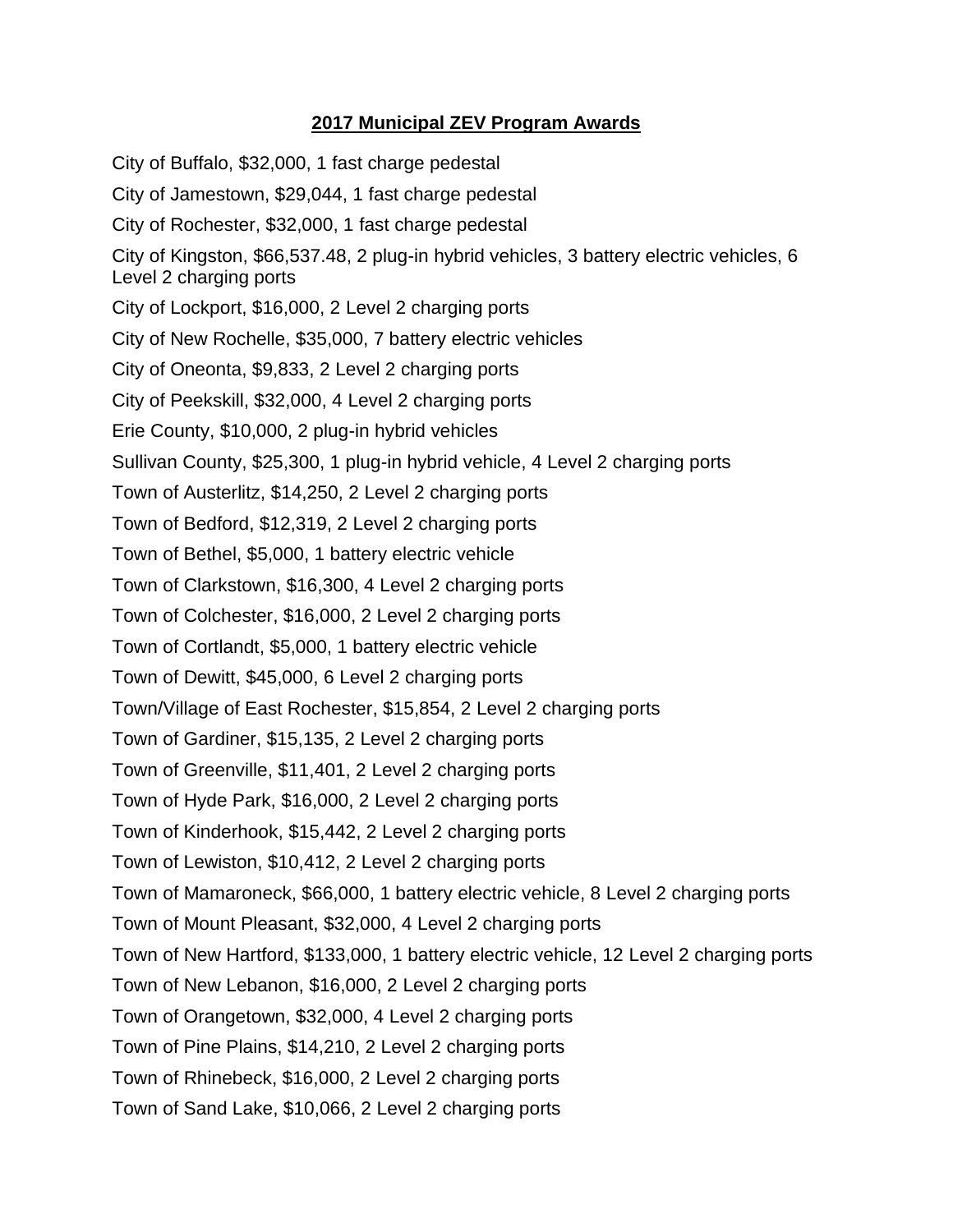**2017 Municipal ZEV Program Awards**

City of Buffalo, $32,000, 1 fast charge pedestal

City of Jamestown, $29,044, 1 fast charge pedestal

City of Rochester, $32,000, 1 fast charge pedestal

City of Kingston, $66,537.48, 2 plug-in hybrid vehicles, 3 battery electric vehicles, 6 Level 2 charging ports

City of Lockport, $16,000, 2 Level 2 charging ports

City of New Rochelle, $35,000, 7 battery electric vehicles

City of Oneonta, $9,833, 2 Level 2 charging ports

City of Peekskill, $32,000, 4 Level 2 charging ports

Erie County, $10,000, 2 plug-in hybrid vehicles

Sullivan County, $25,300, 1 plug-in hybrid vehicle, 4 Level 2 charging ports

Town of Austerlitz, $14,250, 2 Level 2 charging ports

Town of Bedford, $12,319, 2 Level 2 charging ports

Town of Bethel, $5,000, 1 battery electric vehicle

Town of Clarkstown, $16,300, 4 Level 2 charging ports

Town of Colchester, $16,000, 2 Level 2 charging ports

Town of Cortlandt, $5,000, 1 battery electric vehicle

Town of Dewitt, $45,000, 6 Level 2 charging ports

Town/Village of East Rochester, $15,854, 2 Level 2 charging ports

Town of Gardiner, $15,135, 2 Level 2 charging ports

Town of Greenville, $11,401, 2 Level 2 charging ports

Town of Hyde Park, $16,000, 2 Level 2 charging ports

Town of Kinderhook, $15,442, 2 Level 2 charging ports

Town of Lewiston, $10,412, 2 Level 2 charging ports

Town of Mamaroneck, $66,000, 1 battery electric vehicle, 8 Level 2 charging ports

Town of Mount Pleasant, $32,000, 4 Level 2 charging ports

Town of New Hartford, $133,000, 1 battery electric vehicle, 12 Level 2 charging ports

Town of New Lebanon, $16,000, 2 Level 2 charging ports

Town of Orangetown, $32,000, 4 Level 2 charging ports

Town of Pine Plains, $14,210, 2 Level 2 charging ports

Town of Rhinebeck, $16,000, 2 Level 2 charging ports

Town of Sand Lake, $10,066, 2 Level 2 charging ports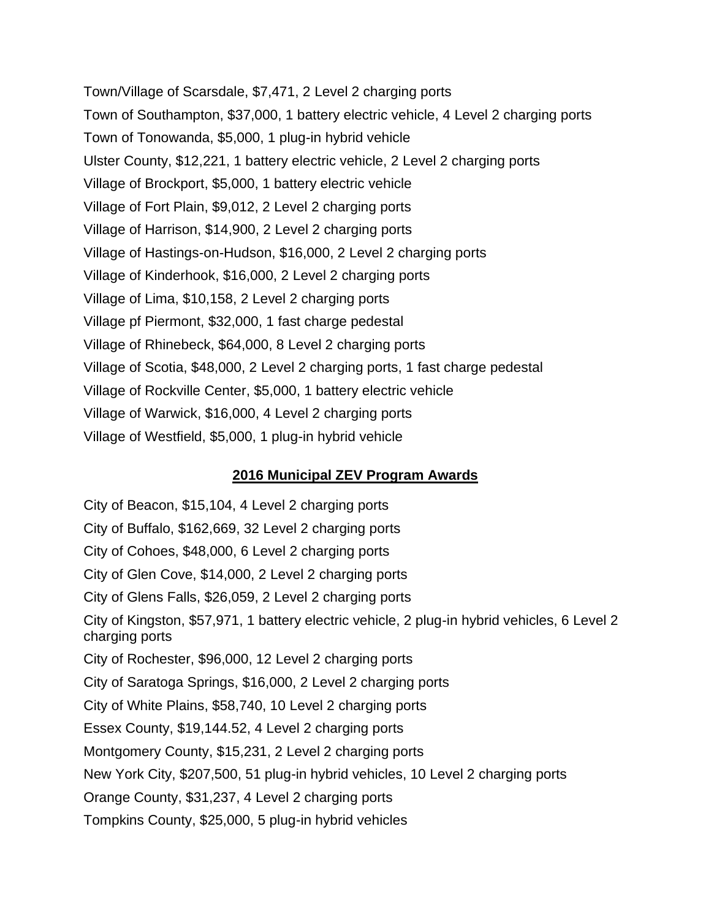Town/Village of Scarsdale, $7,471, 2 Level 2 charging ports

Town of Southampton, $37,000, 1 battery electric vehicle, 4 Level 2 charging ports

Town of Tonowanda, $5,000, 1 plug-in hybrid vehicle

Ulster County, $12,221, 1 battery electric vehicle, 2 Level 2 charging ports

Village of Brockport, $5,000, 1 battery electric vehicle

Village of Fort Plain, $9,012, 2 Level 2 charging ports

Village of Harrison, $14,900, 2 Level 2 charging ports

Village of Hastings-on-Hudson, $16,000, 2 Level 2 charging ports

Village of Kinderhook, $16,000, 2 Level 2 charging ports

Village of Lima, $10,158, 2 Level 2 charging ports

Village pf Piermont, $32,000, 1 fast charge pedestal

Village of Rhinebeck, $64,000, 8 Level 2 charging ports

Village of Scotia, $48,000, 2 Level 2 charging ports, 1 fast charge pedestal

Village of Rockville Center, $5,000, 1 battery electric vehicle

Village of Warwick, $16,000, 4 Level 2 charging ports

Village of Westfield, $5,000, 1 plug-in hybrid vehicle

## 2016 Municipal ZEV Program Awards

City of Beacon, $15,104, 4 Level 2 charging ports

City of Buffalo, $162,669, 32 Level 2 charging ports

City of Cohoes, $48,000, 6 Level 2 charging ports

City of Glen Cove, $14,000, 2 Level 2 charging ports

City of Glens Falls, $26,059, 2 Level 2 charging ports

City of Kingston, $57,971, 1 battery electric vehicle, 2 plug-in hybrid vehicles, 6 Level 2 charging ports

City of Rochester, $96,000, 12 Level 2 charging ports

City of Saratoga Springs, $16,000, 2 Level 2 charging ports

City of White Plains, $58,740, 10 Level 2 charging ports

Essex County, $19,144.52, 4 Level 2 charging ports

Montgomery County, $15,231, 2 Level 2 charging ports

New York City, $207,500, 51 plug-in hybrid vehicles, 10 Level 2 charging ports

Orange County, $31,237, 4 Level 2 charging ports

Tompkins County, $25,000, 5 plug-in hybrid vehicles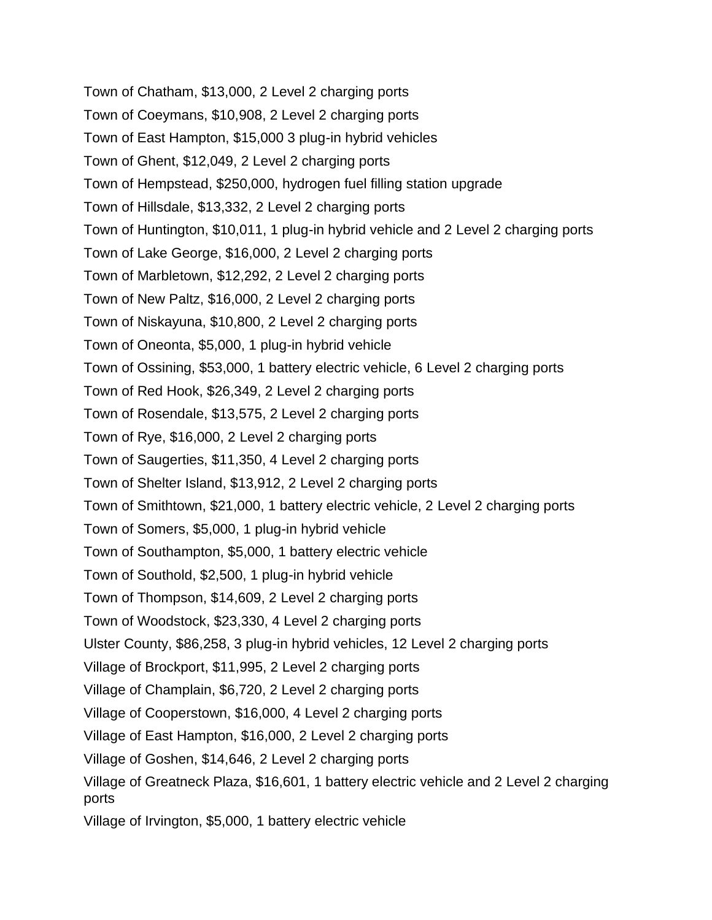Town of Chatham, $13,000, 2 Level 2 charging ports

Town of Coeymans, $10,908, 2 Level 2 charging ports

Town of East Hampton, $15,000 3 plug-in hybrid vehicles

Town of Ghent, $12,049, 2 Level 2 charging ports

Town of Hempstead, $250,000, hydrogen fuel filling station upgrade

Town of Hillsdale, $13,332, 2 Level 2 charging ports

Town of Huntington, $10,011, 1 plug-in hybrid vehicle and 2 Level 2 charging ports

Town of Lake George, $16,000, 2 Level 2 charging ports

Town of Marbletown, $12,292, 2 Level 2 charging ports

Town of New Paltz, $16,000, 2 Level 2 charging ports

Town of Niskayuna, $10,800, 2 Level 2 charging ports

Town of Oneonta, $5,000, 1 plug-in hybrid vehicle

Town of Ossining, $53,000, 1 battery electric vehicle, 6 Level 2 charging ports

Town of Red Hook, $26,349, 2 Level 2 charging ports

Town of Rosendale, $13,575, 2 Level 2 charging ports

Town of Rye, $16,000, 2 Level 2 charging ports

Town of Saugerties, $11,350, 4 Level 2 charging ports

Town of Shelter Island, $13,912, 2 Level 2 charging ports

Town of Smithtown, $21,000, 1 battery electric vehicle, 2 Level 2 charging ports

Town of Somers, $5,000, 1 plug-in hybrid vehicle

Town of Southampton, $5,000, 1 battery electric vehicle

Town of Southold, $2,500, 1 plug-in hybrid vehicle

Town of Thompson, $14,609, 2 Level 2 charging ports

Town of Woodstock, $23,330, 4 Level 2 charging ports

Ulster County, $86,258, 3 plug-in hybrid vehicles, 12 Level 2 charging ports

Village of Brockport, $11,995, 2 Level 2 charging ports

Village of Champlain, $6,720, 2 Level 2 charging ports

Village of Cooperstown, $16,000, 4 Level 2 charging ports

Village of East Hampton, $16,000, 2 Level 2 charging ports

Village of Goshen, $14,646, 2 Level 2 charging ports

Village of Greatneck Plaza, $16,601, 1 battery electric vehicle and 2 Level 2 charging ports

Village of Irvington, $5,000, 1 battery electric vehicle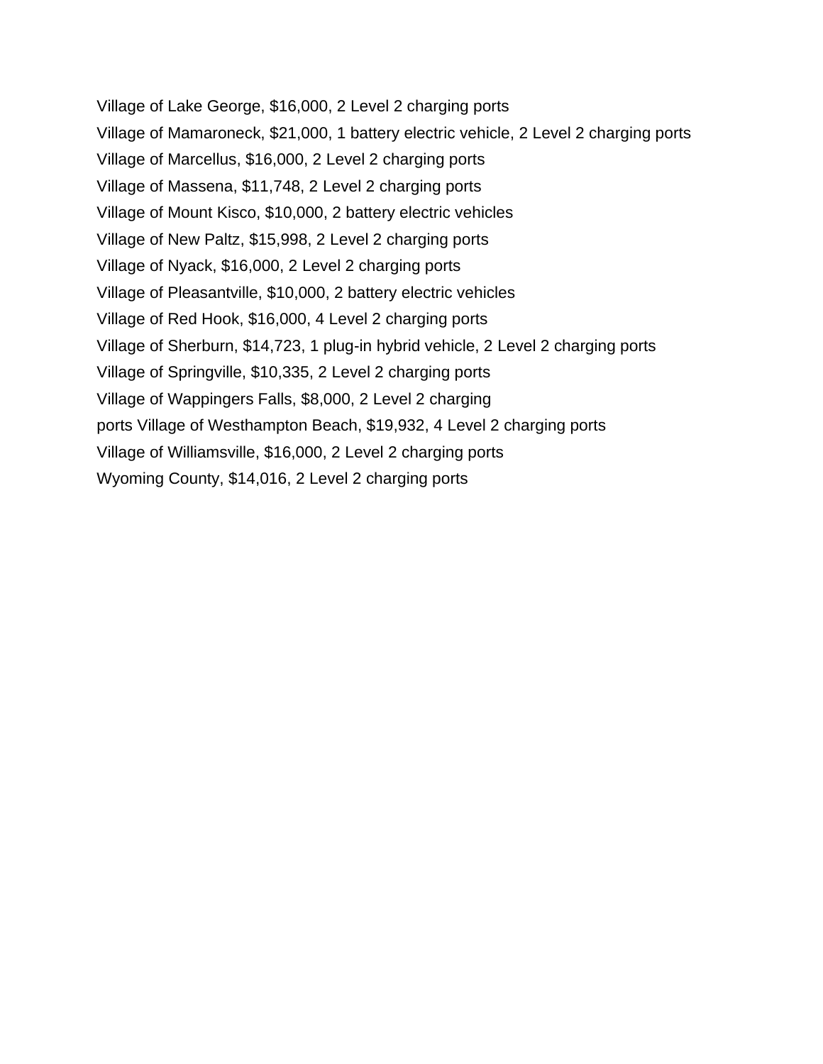Village of Lake George, $16,000, 2 Level 2 charging ports

Village of Mamaroneck, $21,000, 1 battery electric vehicle, 2 Level 2 charging ports

Village of Marcellus, $16,000, 2 Level 2 charging ports

Village of Massena, $11,748, 2 Level 2 charging ports

Village of Mount Kisco, $10,000, 2 battery electric vehicles

Village of New Paltz, $15,998, 2 Level 2 charging ports

Village of Nyack, $16,000, 2 Level 2 charging ports

Village of Pleasantville, $10,000, 2 battery electric vehicles

Village of Red Hook, $16,000, 4 Level 2 charging ports

Village of Sherburn, $14,723, 1 plug-in hybrid vehicle, 2 Level 2 charging ports

Village of Springville, $10,335, 2 Level 2 charging ports

Village of Wappingers Falls, $8,000, 2 Level 2 charging ports

Village of Westhampton Beach, $19,932, 4 Level 2 charging ports

Village of Williamsville, $16,000, 2 Level 2 charging ports

Wyoming County, $14,016, 2 Level 2 charging ports